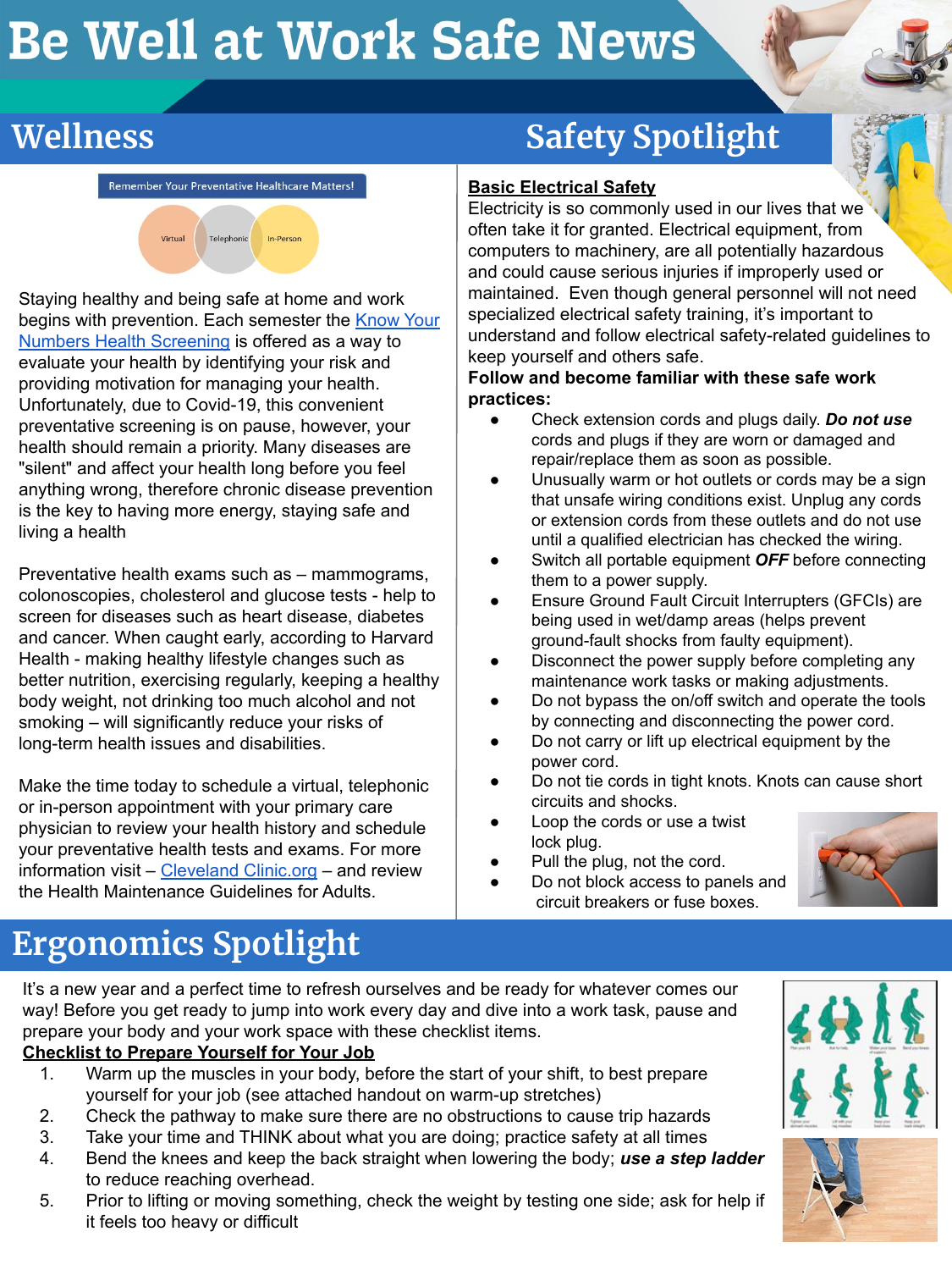# Be Well at Work Safe News

## Wellness

Remember Your Preventative Healthcare Matters!

Virtual | Telephonic | In-Person

Staying healthy and being safe at home and work begins with prevention. Each semester the [Know Your Numbers Health Screening]() is offered as a way to evaluate your health by identifying your risk and providing motivation for managing your health. Unfortunately, due to Covid-19, this convenient preventative screening is on pause, however, your health should remain a priority. Many diseases are "silent" and affect your health long before you feel anything wrong, therefore chronic disease prevention is the key to having more energy, staying safe and living a health

Preventative health exams such as – mammograms, colonoscopies, cholesterol and glucose tests - help to screen for diseases such as heart disease, diabetes and cancer. When caught early, according to Harvard Health - making healthy lifestyle changes such as better nutrition, exercising regularly, keeping a healthy body weight, not drinking too much alcohol and not smoking – will significantly reduce your risks of long-term health issues and disabilities.

Make the time today to schedule a virtual, telephonic or in-person appointment with your primary care physician to review your health history and schedule your preventative health tests and exams. For more information visit – [Cleveland Clinic.org]() – and review the Health Maintenance Guidelines for Adults.

## Safety Spotlight

**Basic Electrical Safety**

Electricity is so commonly used in our lives that we often take it for granted. Electrical equipment, from computers to machinery, are all potentially hazardous and could cause serious injuries if improperly used or maintained. Even though general personnel will not need specialized electrical safety training, it's important to understand and follow electrical safety-related guidelines to keep yourself and others safe.

**Follow and become familiar with these safe work practices:**

- Check extension cords and plugs daily. ***Do not use*** cords and plugs if they are worn or damaged and repair/replace them as soon as possible.
- Unusually warm or hot outlets or cords may be a sign that unsafe wiring conditions exist. Unplug any cords or extension cords from these outlets and do not use until a qualified electrician has checked the wiring.
- Switch all portable equipment ***OFF*** before connecting them to a power supply.
- Ensure Ground Fault Circuit Interrupters (GFCIs) are being used in wet/damp areas (helps prevent ground-fault shocks from faulty equipment).
- Disconnect the power supply before completing any maintenance work tasks or making adjustments.
- Do not bypass the on/off switch and operate the tools by connecting and disconnecting the power cord.
- Do not carry or lift up electrical equipment by the power cord.
- Do not tie cords in tight knots. Knots can cause short circuits and shocks.
- Loop the cords or use a twist lock plug.
- Pull the plug, not the cord.
- Do not block access to panels and circuit breakers or fuse boxes.

## Ergonomics Spotlight

It's a new year and a perfect time to refresh ourselves and be ready for whatever comes our way! Before you get ready to jump into work every day and dive into a work task, pause and prepare your body and your work space with these checklist items.

**Checklist to Prepare Yourself for Your Job**

1. Warm up the muscles in your body, before the start of your shift, to best prepare yourself for your job (see attached handout on warm-up stretches)
2. Check the pathway to make sure there are no obstructions to cause trip hazards
3. Take your time and THINK about what you are doing; practice safety at all times
4. Bend the knees and keep the back straight when lowering the body; ***use a step ladder*** to reduce reaching overhead.
5. Prior to lifting or moving something, check the weight by testing one side; ask for help if it feels too heavy or difficult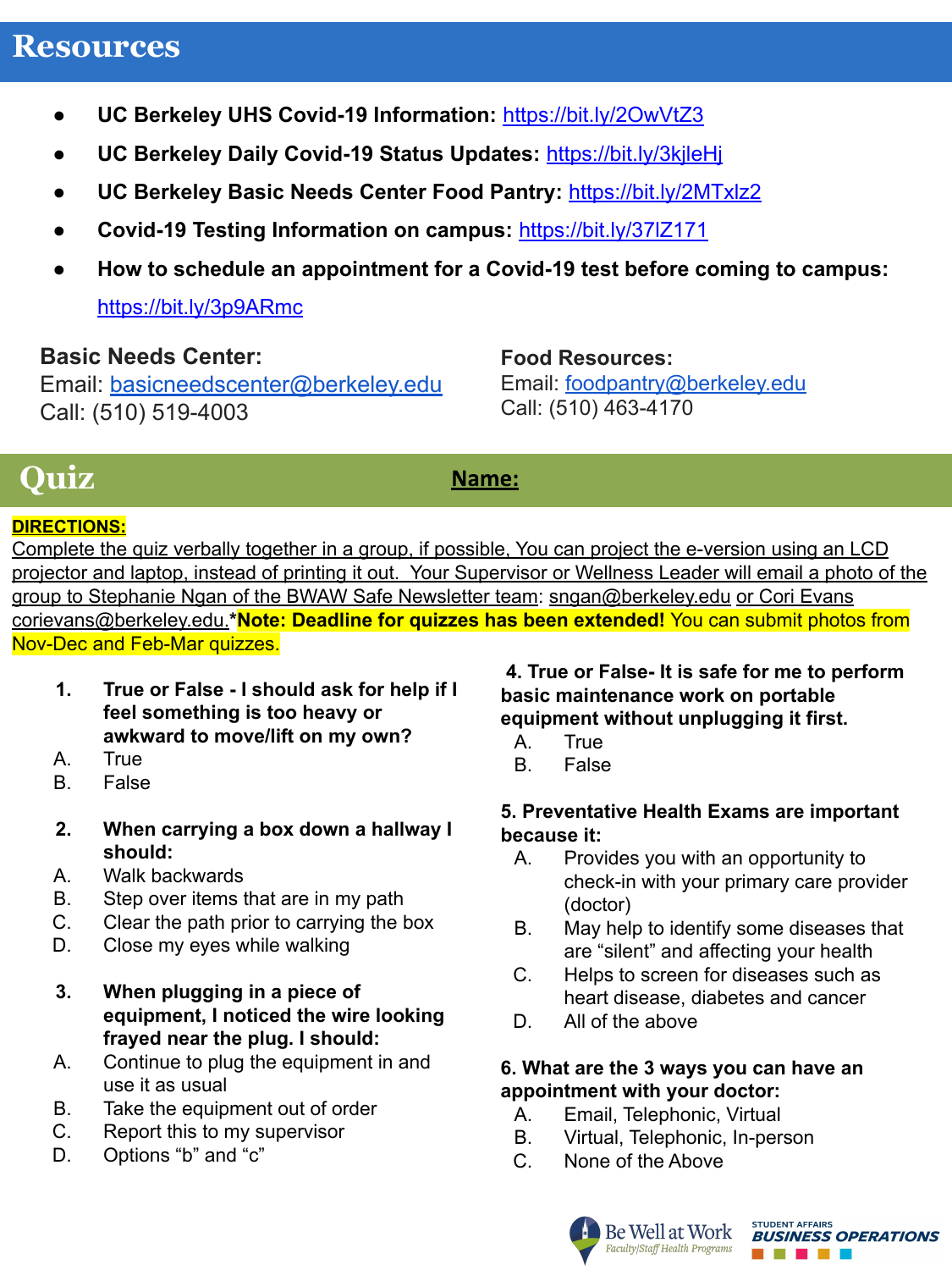## Resources

- **UC Berkeley UHS Covid-19 Information:** https://bit.ly/2OwVtZ3
- **UC Berkeley Daily Covid-19 Status Updates:** https://bit.ly/3kjleHj
- **UC Berkeley Basic Needs Center Food Pantry:** https://bit.ly/2MTxlz2
- **Covid-19 Testing Information on campus:** https://bit.ly/37lZ171
- **How to schedule an appointment for a Covid-19 test before coming to campus:** https://bit.ly/3p9ARmc

**Basic Needs Center:**
Email: basicneedscenter@berkeley.edu
Call: (510) 519-4003

**Food Resources:**
Email: foodpantry@berkeley.edu
Call: (510) 463-4170

## Quiz

**Name:**

**DIRECTIONS:**
Complete the quiz verbally together in a group, if possible, You can project the e-version using an LCD projector and laptop, instead of printing it out. Your Supervisor or Wellness Leader will email a photo of the group to Stephanie Ngan of the BWAW Safe Newsletter team: sngan@berkeley.edu or Cori Evans corievans@berkeley.edu.***Note: Deadline for quizzes has been extended!** You can submit photos from Nov-Dec and Feb-Mar quizzes.

**1. True or False - I should ask for help if I feel something is too heavy or awkward to move/lift on my own?**

A. True
B. False

**2. When carrying a box down a hallway I should:**

A. Walk backwards
B. Step over items that are in my path
C. Clear the path prior to carrying the box
D. Close my eyes while walking

**3. When plugging in a piece of equipment, I noticed the wire looking frayed near the plug. I should:**

A. Continue to plug the equipment in and use it as usual
B. Take the equipment out of order
C. Report this to my supervisor
D. Options "b" and "c"

**4. True or False- It is safe for me to perform basic maintenance work on portable equipment without unplugging it first.**

A. True
B. False

**5. Preventative Health Exams are important because it:**

A. Provides you with an opportunity to check-in with your primary care provider (doctor)
B. May help to identify some diseases that are "silent" and affecting your health
C. Helps to screen for diseases such as heart disease, diabetes and cancer
D. All of the above

**6. What are the 3 ways you can have an appointment with your doctor:**

A. Email, Telephonic, Virtual
B. Virtual, Telephonic, In-person
C. None of the Above

Be Well at Work Faculty/Staff Health Programs | Student Affairs Business Operations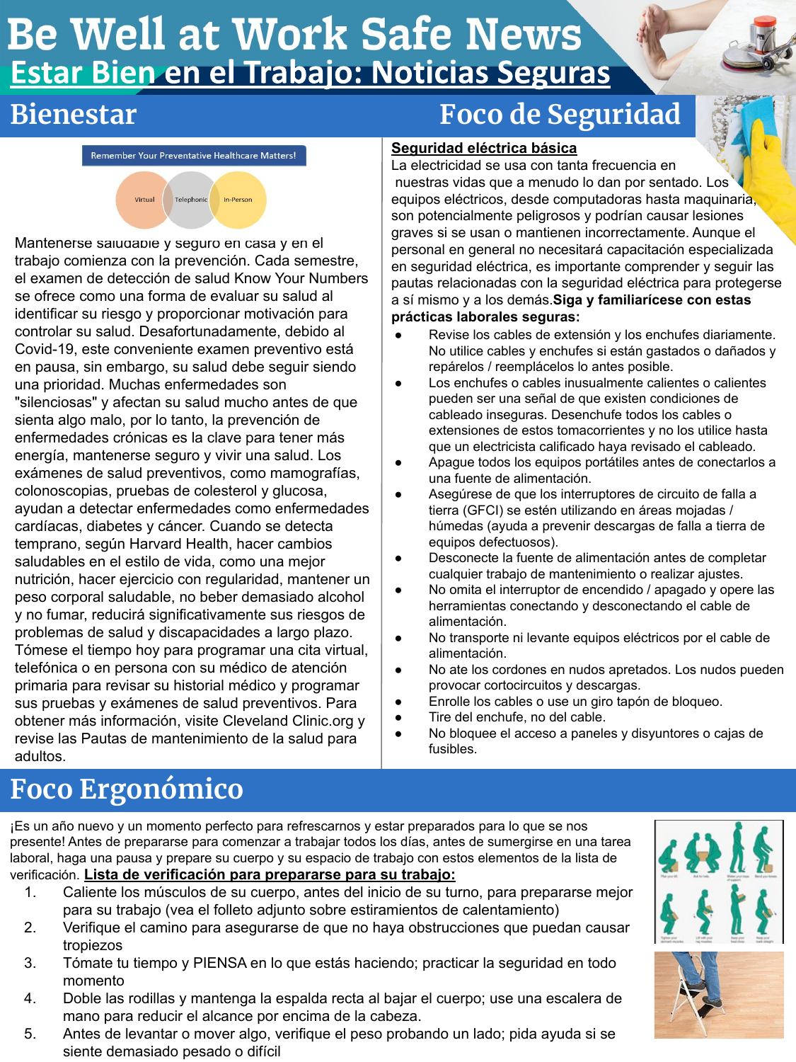# Be Well at Work Safe News

## Estar Bien en el Trabajo: Noticias Seguras

## Bienestar

Remember Your Preventative Healthcare Matters!

Virtual | Telephonic | In-Person

Mantenerse saludable y seguro en casa y en el trabajo comienza con la prevención. Cada semestre, el examen de detección de salud Know Your Numbers se ofrece como una forma de evaluar su salud al identificar su riesgo y proporcionar motivación para controlar su salud. Desafortunadamente, debido al Covid-19, este conveniente examen preventivo está en pausa, sin embargo, su salud debe seguir siendo una prioridad. Muchas enfermedades son "silenciosas" y afectan su salud mucho antes de que sienta algo malo, por lo tanto, la prevención de enfermedades crónicas es la clave para tener más energía, mantenerse seguro y vivir una salud. Los exámenes de salud preventivos, como mamografías, colonoscopias, pruebas de colesterol y glucosa, ayudan a detectar enfermedades como enfermedades cardíacas, diabetes y cáncer. Cuando se detecta temprano, según Harvard Health, hacer cambios saludables en el estilo de vida, como una mejor nutrición, hacer ejercicio con regularidad, mantener un peso corporal saludable, no beber demasiado alcohol y no fumar, reducirá significativamente sus riesgos de problemas de salud y discapacidades a largo plazo. Tómese el tiempo hoy para programar una cita virtual, telefónica o en persona con su médico de atención primaria para revisar su historial médico y programar sus pruebas y exámenes de salud preventivos. Para obtener más información, visite Cleveland Clinic.org y revise las Pautas de mantenimiento de la salud para adultos.

## Foco de Seguridad

**Seguridad eléctrica básica**

La electricidad se usa con tanta frecuencia en nuestras vidas que a menudo lo dan por sentado. Los equipos eléctricos, desde computadoras hasta maquinaria, son potencialmente peligrosos y podrían causar lesiones graves si se usan o mantienen incorrectamente. Aunque el personal en general no necesitará capacitación especializada en seguridad eléctrica, es importante comprender y seguir las pautas relacionadas con la seguridad eléctrica para protegerse a sí mismo y a los demás. **Siga y familiarícese con estas prácticas laborales seguras:**

- Revise los cables de extensión y los enchufes diariamente. No utilice cables y enchufes si están gastados o dañados y repárelos / reemplácelos lo antes posible.
- Los enchufes o cables inusualmente calientes o calientes pueden ser una señal de que existen condiciones de cableado inseguras. Desenchufe todos los cables o extensiones de estos tomacorrientes y no los utilice hasta que un electricista calificado haya revisado el cableado.
- Apague todos los equipos portátiles antes de conectarlos a una fuente de alimentación.
- Asegúrese de que los interruptores de circuito de falla a tierra (GFCI) se estén utilizando en áreas mojadas / húmedas (ayuda a prevenir descargas de falla a tierra de equipos defectuosos).
- Desconecte la fuente de alimentación antes de completar cualquier trabajo de mantenimiento o realizar ajustes.
- No omita el interruptor de encendido / apagado y opere las herramientas conectando y desconectando el cable de alimentación.
- No transporte ni levante equipos eléctricos por el cable de alimentación.
- No ate los cordones en nudos apretados. Los nudos pueden provocar cortocircuitos y descargas.
- Enrolle los cables o use un giro tapón de bloqueo.
- Tire del enchufe, no del cable.
- No bloquee el acceso a paneles y disyuntores o cajas de fusibles.

## Foco Ergonómico

¡Es un año nuevo y un momento perfecto para refrescarnos y estar preparados para lo que se nos presente! Antes de prepararse para comenzar a trabajar todos los días, antes de sumergirse en una tarea laboral, haga una pausa y prepare su cuerpo y su espacio de trabajo con estos elementos de la lista de verificación. **Lista de verificación para prepararse para su trabajo:**

1. Caliente los músculos de su cuerpo, antes del inicio de su turno, para prepararse mejor para su trabajo (vea el folleto adjunto sobre estiramientos de calentamiento)
2. Verifique el camino para asegurarse de que no haya obstrucciones que puedan causar tropiezos
3. Tómate tu tiempo y PIENSA en lo que estás haciendo; practicar la seguridad en todo momento
4. Doble las rodillas y mantenga la espalda recta al bajar el cuerpo; use una escalera de mano para reducir el alcance por encima de la cabeza.
5. Antes de levantar o mover algo, verifique el peso probando un lado; pida ayuda si se siente demasiado pesado o difícil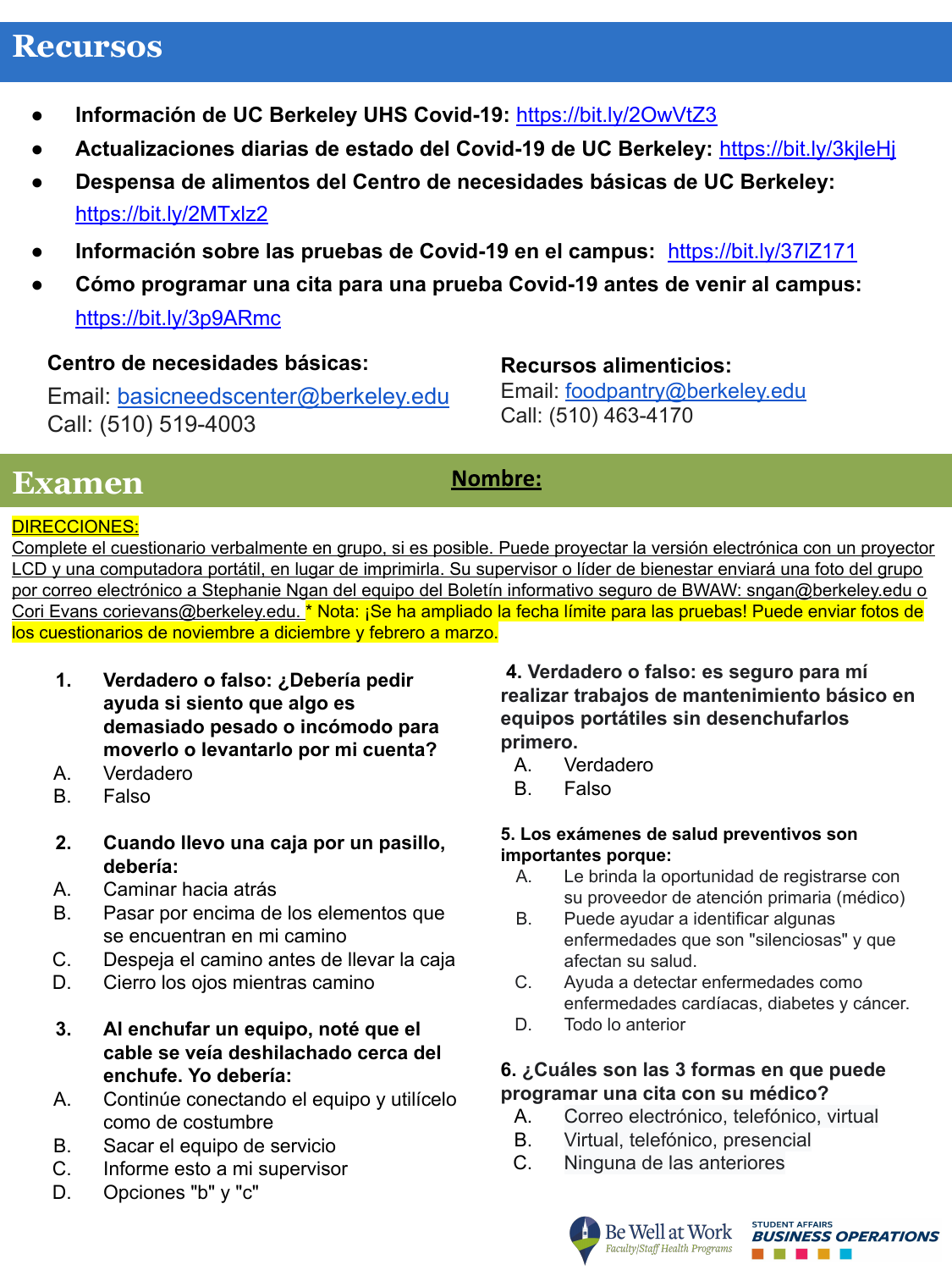# Recursos

- **Información de UC Berkeley UHS Covid-19:** https://bit.ly/2OwVtZ3
- **Actualizaciones diarias de estado del Covid-19 de UC Berkeley:** https://bit.ly/3kjleHj
- **Despensa de alimentos del Centro de necesidades básicas de UC Berkeley:** https://bit.ly/2MTxlz2
- **Información sobre las pruebas de Covid-19 en el campus:** https://bit.ly/37IZ171
- **Cómo programar una cita para una prueba Covid-19 antes de venir al campus:** https://bit.ly/3p9ARmc

**Centro de necesidades básicas:**
Email: basicneedscenter@berkeley.edu
Call: (510) 519-4003

**Recursos alimenticios:**
Email: foodpantry@berkeley.edu
Call: (510) 463-4170

# Examen

**Nombre:**

DIRECCIONES:
Complete el cuestionario verbalmente en grupo, si es posible. Puede proyectar la versión electrónica con un proyector LCD y una computadora portátil, en lugar de imprimirla. Su supervisor o líder de bienestar enviará una foto del grupo por correo electrónico a Stephanie Ngan del equipo del Boletín informativo seguro de BWAW: sngan@berkeley.edu o Cori Evans corievans@berkeley.edu. * Nota: ¡Se ha ampliado la fecha límite para las pruebas! Puede enviar fotos de los cuestionarios de noviembre a diciembre y febrero a marzo.

**1. Verdadero o falso: ¿Debería pedir ayuda si siento que algo es demasiado pesado o incómodo para moverlo o levantarlo por mi cuenta?**

A. Verdadero
B. Falso

**2. Cuando llevo una caja por un pasillo, debería:**

A. Caminar hacia atrás
B. Pasar por encima de los elementos que se encuentran en mi camino
C. Despeja el camino antes de llevar la caja
D. Cierro los ojos mientras camino

**3. Al enchufar un equipo, noté que el cable se veía deshilachado cerca del enchufe. Yo debería:**

A. Continúe conectando el equipo y utilícelo como de costumbre
B. Sacar el equipo de servicio
C. Informe esto a mi supervisor
D. Opciones "b" y "c"

**4. Verdadero o falso: es seguro para mí realizar trabajos de mantenimiento básico en equipos portátiles sin desenchufarlos primero.**

A. Verdadero
B. Falso

**5. Los exámenes de salud preventivos son importantes porque:**

A. Le brinda la oportunidad de registrarse con su proveedor de atención primaria (médico)
B. Puede ayudar a identificar algunas enfermedades que son "silenciosas" y que afectan su salud.
C. Ayuda a detectar enfermedades como enfermedades cardíacas, diabetes y cáncer.
D. Todo lo anterior

**6. ¿Cuáles son las 3 formas en que puede programar una cita con su médico?**

A. Correo electrónico, telefónico, virtual
B. Virtual, telefónico, presencial
C. Ninguna de las anteriores

Be Well at Work — Faculty/Staff Health Programs | Student Affairs Business Operations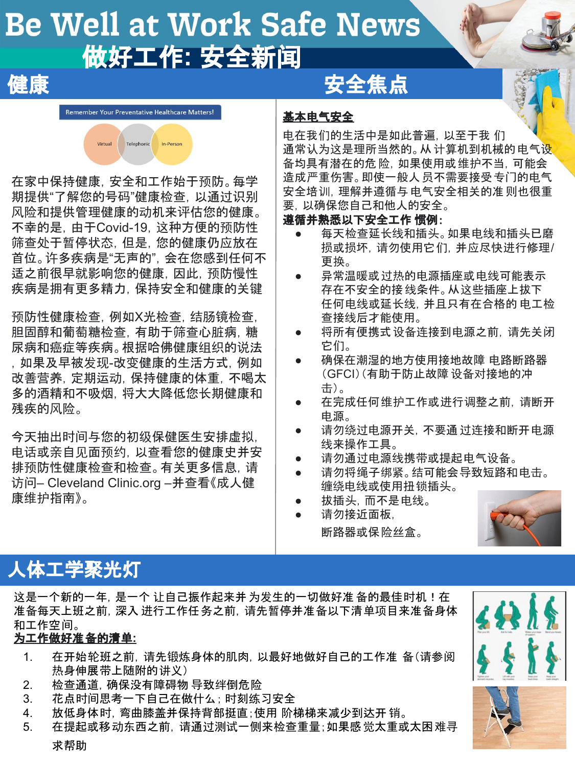# Be Well at Work Safe News

# 做好工作: 安全新闻

## 健康

Remember Your Preventative Healthcare Matters!

Virtual Telephonic In-Person

在家中保持健康，安全和工作始于预防。每学期提供"了解您的号码"健康检查，以通过识别风险和提供管理健康的动机来评估您的健康。不幸的是，由于Covid-19，这种方便的预防性筛查处于暂停状态，但是，您的健康仍应放在首位。许多疾病是"无声的"，会在您感到任何不适之前很早就影响您的健康，因此，预防慢性疾病是拥有更多精力，保持安全和健康的关键

预防性健康检查，例如X光检查，结肠镜检查，胆固醇和葡萄糖检查，有助于筛查心脏病，糖尿病和癌症等疾病。根据哈佛健康组织的说法，如果及早被发现-改变健康的生活方式，例如改善营养，定期运动，保持健康的体重，不喝太多的酒精和不吸烟，将大大降低您长期健康和残疾的风险。

今天抽出时间与您的初级保健医生安排虚拟，电话或亲自见面预约，以查看您的健康史并安排预防性健康检查和检查。有关更多信息，请访问– Cleveland Clinic.org –并查看《成人健康维护指南》。

## 安全焦点

**基本电气安全**

电在我们的生活中是如此普遍，以至于我 们通常认为这是理所当然的。从计算机到机械的电气设备均具有潜在的危 险，如果使用或维护不当，可能会造成严重伤害。即使一般人 员不需要接受专门的电气安全培训，理解并遵循与电气安全相关的准 则也很重要，以确保您自己和他人的安全。

**遵循并熟悉以下安全工作 惯例:**

- 每天检查延长线和插头。如果电线和插头已磨损或损坏，请勿使用它们，并应尽快进行修理/更换。
- 异常温暖或过热的电源插座或电线可能表示存在不安全的接 线条件。从这些插座上拔下任何电线或延长线，并且只有在合格的 电工检查接线后才能使用。
- 将所有便携式 设备连接到电源之前，请先关闭它们。
- 确保在潮湿的地方使用接地故障 电路断路器（GFCI）（有助于防止故障 设备对接地的冲击）。
- 在完成任何维护工作或进行调整之前，请断开电源。
- 请勿绕过电源开关，不要通 过连接和断开电源线来操作工具。
- 请勿通过电源线携带或提起电气设备。
- 请勿将绳子绑紧。结可能会导致短路和电击。缠绕电线或使用扭锁插头。
- 拔插头，而不是电线。
- 请勿接近面板，断路器或保 险丝盒。

## 人体工学聚光灯

这是一个新的一年，是一个 让自己振作起来并 为发生的一切做好准 备的最佳时机！在准备每天上班之前，深入 进行工作任 务之前，请先暂停并准备以下清单项目来准备身体和工作空间。

**为工作做好准备的清单:**

1. 在开始轮班之前，请先锻炼身体的肌肉，以最好地做好自己的工作准 备（请参阅热身伸展带上随附的讲义）
2. 检查通道，确保没有障碍物 导致绊倒危险
3. 花点时间思考一下自己在做什么；时刻练习安全
4. 放低身体时，弯曲膝盖并保持背部挺直；使用 阶梯梯来减少到达开 销。
5. 在提起或移 动东西之前，请通过测试一侧来检查重量；如果感 觉太重或太困 难寻求帮助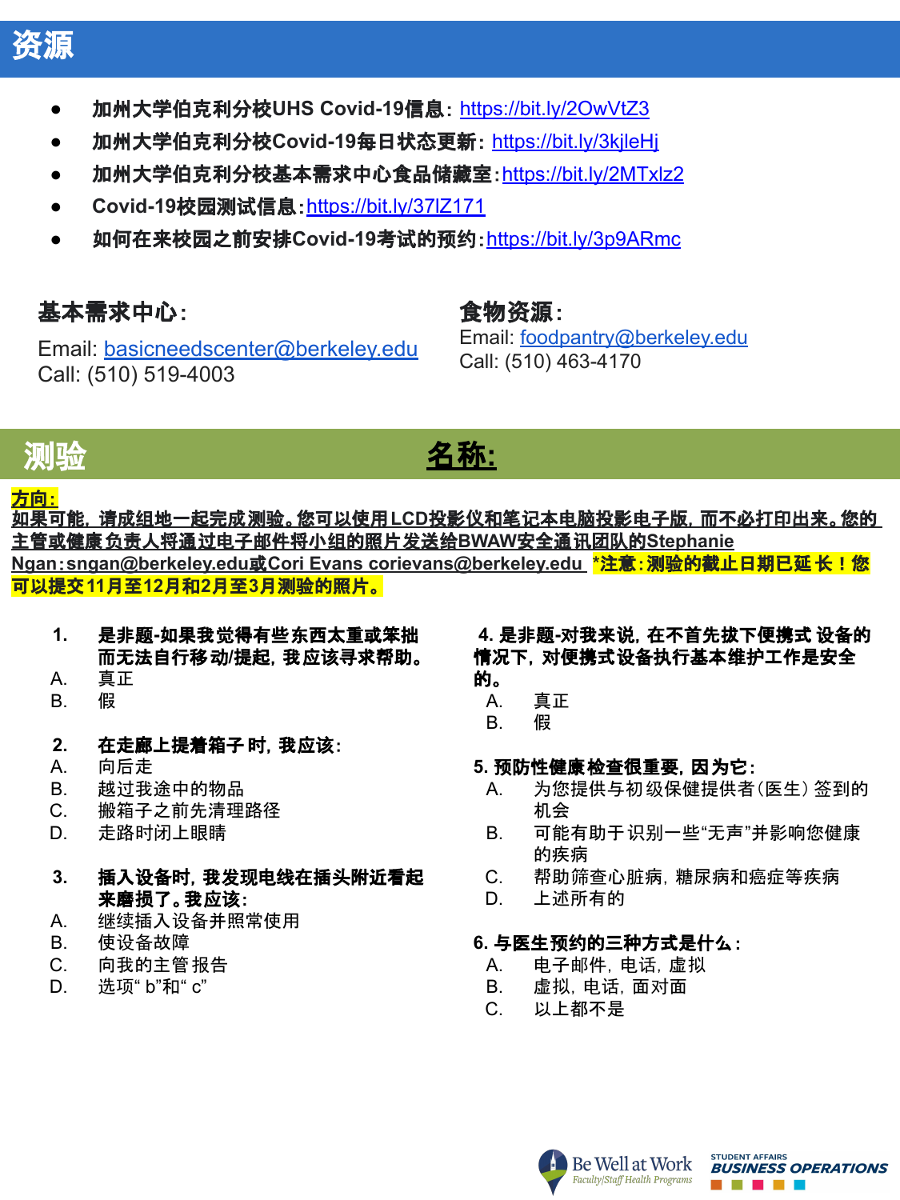# 资源

- 加州大学伯克利分校UHS Covid-19信息: https://bit.ly/2OwVtZ3
- 加州大学伯克利分校Covid-19每日状态更新: https://bit.ly/3kjleHj
- 加州大学伯克利分校基本需求中心食品储藏室:https://bit.ly/2MTxlz2
- Covid-19校园测试信息:https://bit.ly/37lZ171
- 如何在来校园之前安排Covid-19考试的预约:https://bit.ly/3p9ARmc

**基本需求中心:**

Email: basicneedscenter@berkeley.edu
Call: (510) 519-4003

**食物资源:**

Email: foodpantry@berkeley.edu
Call: (510) 463-4170

# 测验 名称:

**方向:**
**如果可能，请成组地一起完成测验。您可以使用LCD投影仪和笔记本电脑投影电子版，而不必打印出来。您的主管或健康负责人将通过电子邮件将小组的照片发送给BWAW安全通讯团队的Stephanie Ngan:sngan@berkeley.edu或Cori Evans corievans@berkeley.edu** ***注意:测验的截止日期已延长！您可以提交11月至12月和2月至3月测验的照片。**

1. **是非题-如果我觉得有些东西太重或笨拙而无法自行移动/提起，我应该寻求帮助。**
   A. 真正
   B. 假

2. **在走廊上提着箱子时，我应该:**
   A. 向后走
   B. 越过我途中的物品
   C. 搬箱子之前先清理路径
   D. 走路时闭上眼睛

3. **插入设备时，我发现电线在插头附近看起来磨损了。我应该:**
   A. 继续插入设备并照常使用
   B. 使设备故障
   C. 向我的主管报告
   D. 选项“ b”和“ c”

4. **是非题-对我来说，在不首先拔下便携式 设备的情况下，对便携式设备执行基本维护工作是安全的。**
   A. 真正
   B. 假

5. **预防性健康检查很重要，因为它:**
   A. 为您提供与初级保健提供者(医生) 签到的机会
   B. 可能有助于识别一些“无声”并影响您健康的疾病
   C. 帮助筛查心脏病，糖尿病和癌症等疾病
   D. 上述所有的

6. **与医生预约的三种方式是什么:**
   A. 电子邮件，电话，虚拟
   B. 虚拟，电话，面对面
   C. 以上都不是